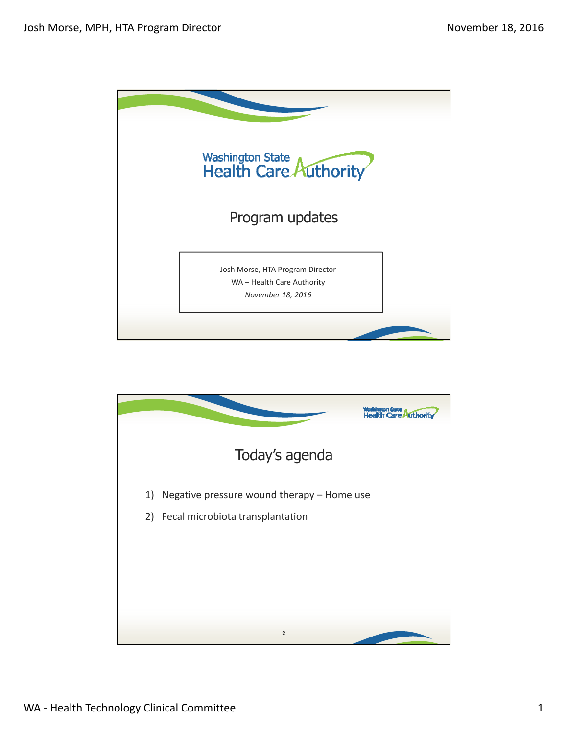# Program updates

Josh Morse, HTA Program Director

WA – Health Care Authority

*November 18, 2016*

## Today's agenda

1) Negative pressure wound therapy – Home use
2) Fecal microbiota transplantation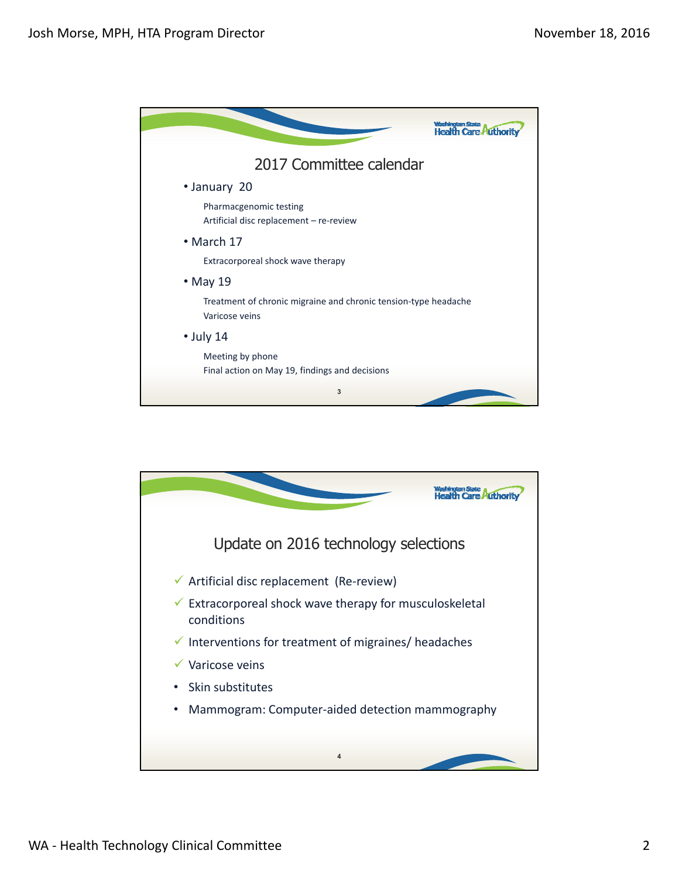## 2017 Committee calendar

- January 20
  - Pharmacgenomic testing
  - Artificial disc replacement – re-review
- March 17
  - Extracorporeal shock wave therapy
- May 19
  - Treatment of chronic migraine and chronic tension-type headache
  - Varicose veins
- July 14
  - Meeting by phone
  - Final action on May 19, findings and decisions

## Update on 2016 technology selections

- ✓ Artificial disc replacement (Re-review)
- ✓ Extracorporeal shock wave therapy for musculoskeletal conditions
- ✓ Interventions for treatment of migraines/ headaches
- ✓ Varicose veins
- Skin substitutes
- Mammogram: Computer-aided detection mammography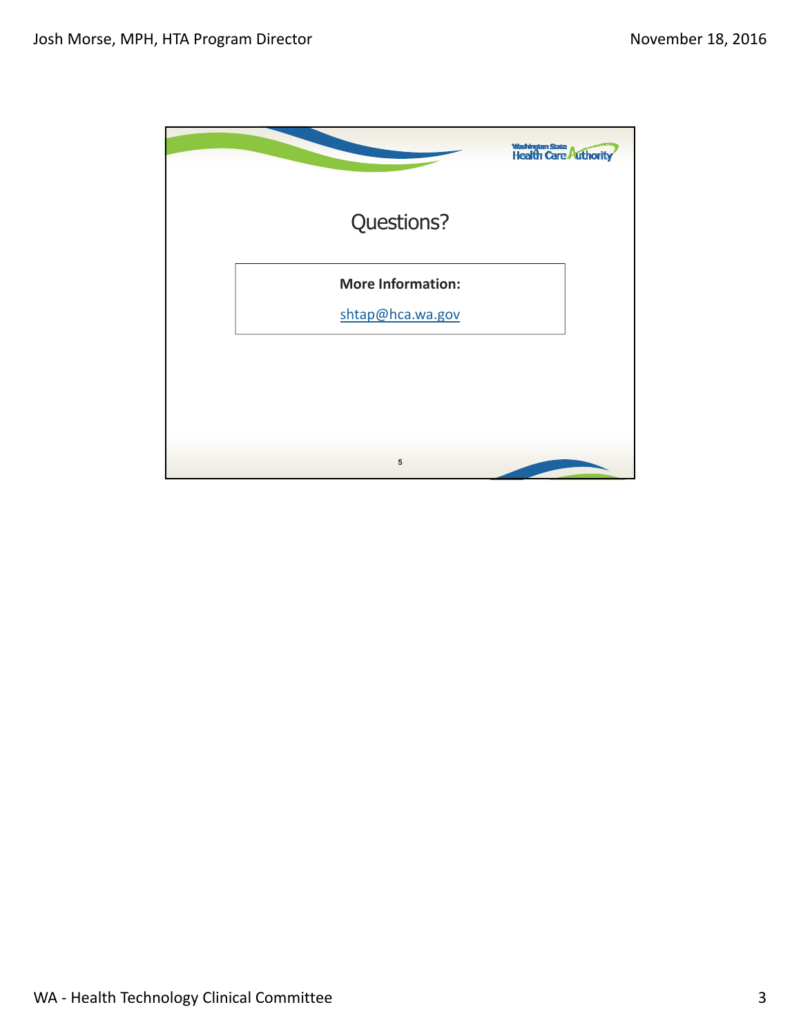# Questions?

**More Information:**

shtap@hca.wa.gov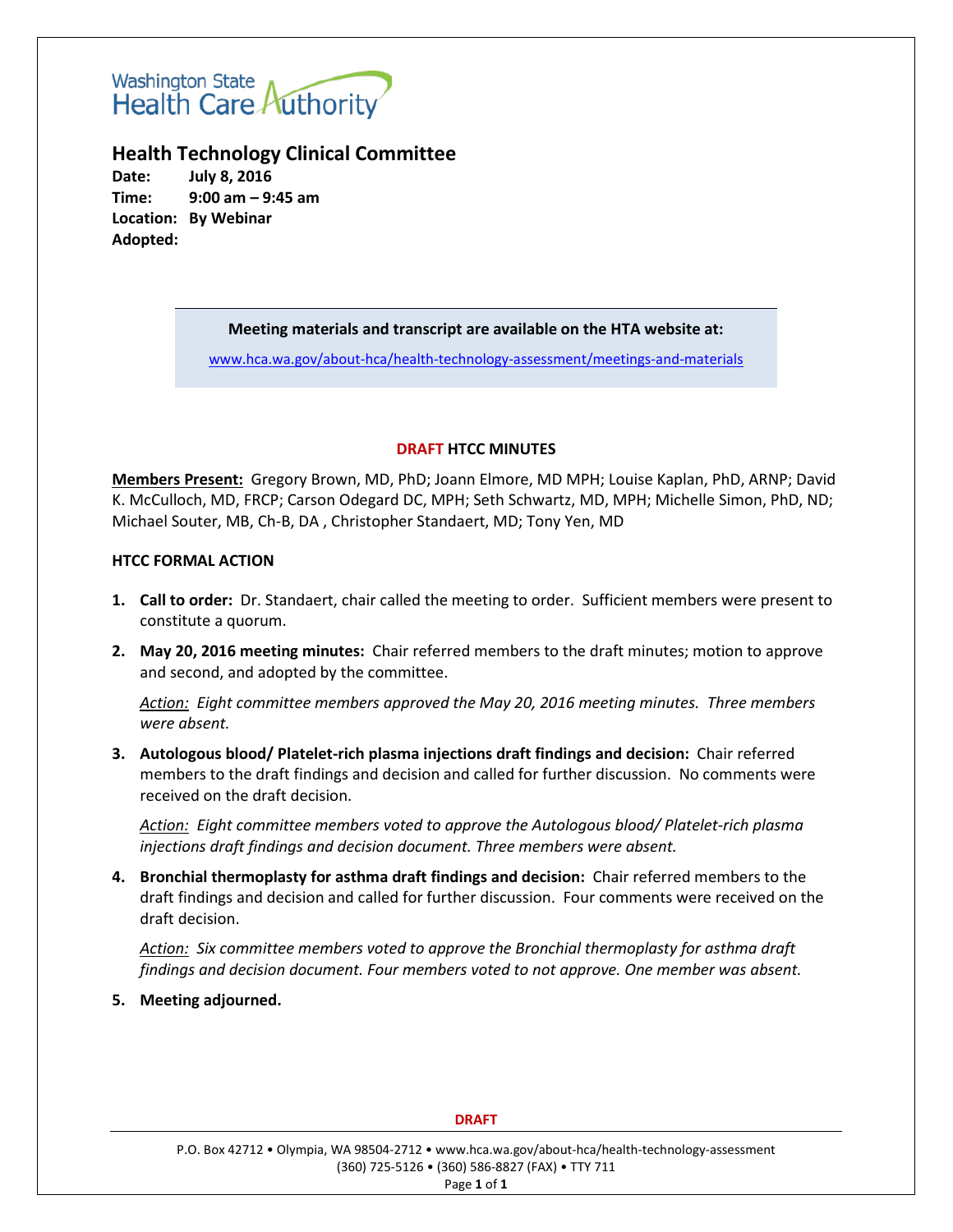Washington State Health Care Authority

# Health Technology Clinical Committee

**Date:** July 8, 2016
**Time:** 9:00 am – 9:45 am
**Location:** By Webinar
**Adopted:**

**Meeting materials and transcript are available on the HTA website at:**

www.hca.wa.gov/about-hca/health-technology-assessment/meetings-and-materials

## DRAFT HTCC MINUTES

**Members Present:** Gregory Brown, MD, PhD; Joann Elmore, MD MPH; Louise Kaplan, PhD, ARNP; David K. McCulloch, MD, FRCP; Carson Odegard DC, MPH; Seth Schwartz, MD, MPH; Michelle Simon, PhD, ND; Michael Souter, MB, Ch-B, DA , Christopher Standaert, MD; Tony Yen, MD

### HTCC FORMAL ACTION

1. **Call to order:** Dr. Standaert, chair called the meeting to order. Sufficient members were present to constitute a quorum.

2. **May 20, 2016 meeting minutes:** Chair referred members to the draft minutes; motion to approve and second, and adopted by the committee.

   *Action: Eight committee members approved the May 20, 2016 meeting minutes. Three members were absent.*

3. **Autologous blood/ Platelet-rich plasma injections draft findings and decision:** Chair referred members to the draft findings and decision and called for further discussion. No comments were received on the draft decision.

   *Action: Eight committee members voted to approve the Autologous blood/ Platelet-rich plasma injections draft findings and decision document. Three members were absent.*

4. **Bronchial thermoplasty for asthma draft findings and decision:** Chair referred members to the draft findings and decision and called for further discussion. Four comments were received on the draft decision.

   *Action: Six committee members voted to approve the Bronchial thermoplasty for asthma draft findings and decision document. Four members voted to not approve. One member was absent.*

5. **Meeting adjourned.**